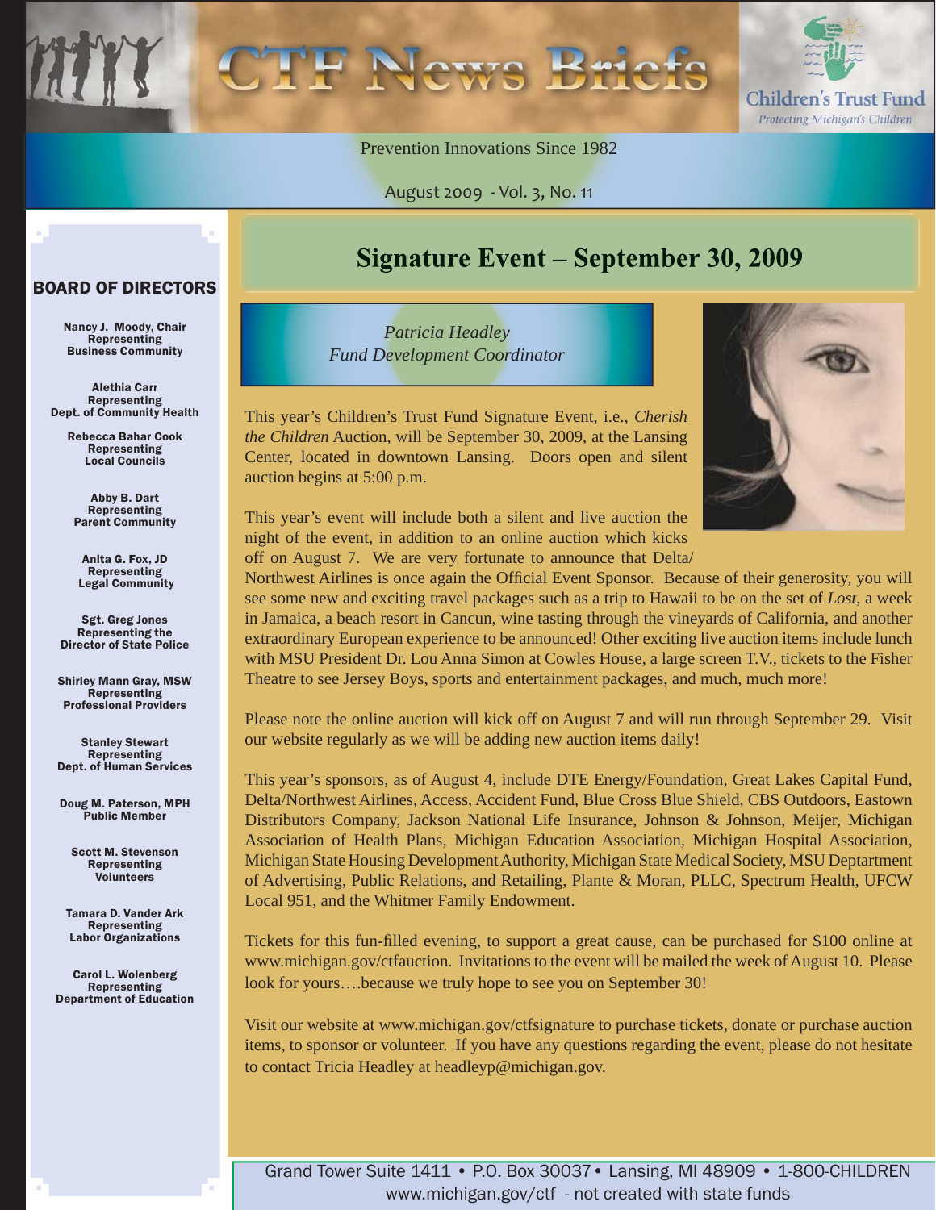# CTF News Briefs

**Children's Trust Fund**
*Protecting Michigan's Children*

Prevention Innovations Since 1982

August 2009 - Vol. 3, No. 11

## BOARD OF DIRECTORS

**Nancy J. Moody, Chair**
Representing
Business Community

**Alethia Carr**
Representing
Dept. of Community Health

**Rebecca Bahar Cook**
Representing
Local Councils

**Abby B. Dart**
Representing
Parent Community

**Anita G. Fox, JD**
Representing
Legal Community

**Sgt. Greg Jones**
Representing the
Director of State Police

**Shirley Mann Gray, MSW**
Representing
Professional Providers

**Stanley Stewart**
Representing
Dept. of Human Services

**Doug M. Paterson, MPH**
Public Member

**Scott M. Stevenson**
Representing
Volunteers

**Tamara D. Vander Ark**
Representing
Labor Organizations

**Carol L. Wolenberg**
Representing
Department of Education

## Signature Event – September 30, 2009

*Patricia Headley*
*Fund Development Coordinator*

This year's Children's Trust Fund Signature Event, i.e., *Cherish the Children* Auction, will be September 30, 2009, at the Lansing Center, located in downtown Lansing. Doors open and silent auction begins at 5:00 p.m.

This year's event will include both a silent and live auction the night of the event, in addition to an online auction which kicks off on August 7. We are very fortunate to announce that Delta/Northwest Airlines is once again the Official Event Sponsor. Because of their generosity, you will see some new and exciting travel packages such as a trip to Hawaii to be on the set of *Lost*, a week in Jamaica, a beach resort in Cancun, wine tasting through the vineyards of California, and another extraordinary European experience to be announced! Other exciting live auction items include lunch with MSU President Dr. Lou Anna Simon at Cowles House, a large screen T.V., tickets to the Fisher Theatre to see Jersey Boys, sports and entertainment packages, and much, much more!

Please note the online auction will kick off on August 7 and will run through September 29. Visit our website regularly as we will be adding new auction items daily!

This year's sponsors, as of August 4, include DTE Energy/Foundation, Great Lakes Capital Fund, Delta/Northwest Airlines, Access, Accident Fund, Blue Cross Blue Shield, CBS Outdoors, Eastown Distributors Company, Jackson National Life Insurance, Johnson & Johnson, Meijer, Michigan Association of Health Plans, Michigan Education Association, Michigan Hospital Association, Michigan State Housing Development Authority, Michigan State Medical Society, MSU Deptartment of Advertising, Public Relations, and Retailing, Plante & Moran, PLLC, Spectrum Health, UFCW Local 951, and the Whitmer Family Endowment.

Tickets for this fun-filled evening, to support a great cause, can be purchased for $100 online at www.michigan.gov/ctfauction. Invitations to the event will be mailed the week of August 10. Please look for yours….because we truly hope to see you on September 30!

Visit our website at www.michigan.gov/ctfsignature to purchase tickets, donate or purchase auction items, to sponsor or volunteer. If you have any questions regarding the event, please do not hesitate to contact Tricia Headley at headleyp@michigan.gov.

Grand Tower Suite 1411 • P.O. Box 30037 • Lansing, MI 48909 • 1-800-CHILDREN
www.michigan.gov/ctf - not created with state funds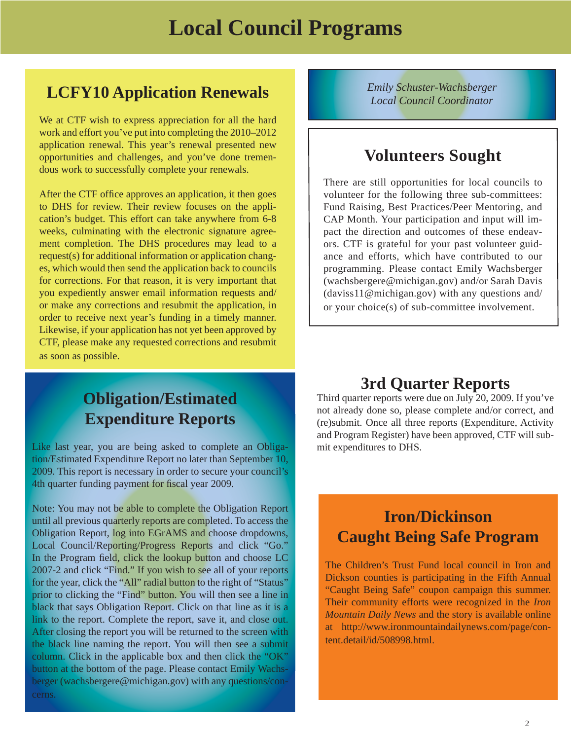# Local Council Programs

## LCFY10 Application Renewals

We at CTF wish to express appreciation for all the hard work and effort you've put into completing the 2010–2012 application renewal. This year's renewal presented new opportunities and challenges, and you've done tremendous work to successfully complete your renewals.

After the CTF office approves an application, it then goes to DHS for review. Their review focuses on the application's budget. This effort can take anywhere from 6-8 weeks, culminating with the electronic signature agreement completion. The DHS procedures may lead to a request(s) for additional information or application changes, which would then send the application back to councils for corrections. For that reason, it is very important that you expediently answer email information requests and/or make any corrections and resubmit the application, in order to receive next year's funding in a timely manner. Likewise, if your application has not yet been approved by CTF, please make any requested corrections and resubmit as soon as possible.

## Obligation/Estimated Expenditure Reports

Like last year, you are being asked to complete an Obligation/Estimated Expenditure Report no later than September 10, 2009. This report is necessary in order to secure your council's 4th quarter funding payment for fiscal year 2009.

Note: You may not be able to complete the Obligation Report until all previous quarterly reports are completed. To access the Obligation Report, log into EGrAMS and choose dropdowns, Local Council/Reporting/Progress Reports and click "Go." In the Program field, click the lookup button and choose LC 2007-2 and click "Find." If you wish to see all of your reports for the year, click the "All" radial button to the right of "Status" prior to clicking the "Find" button. You will then see a line in black that says Obligation Report. Click on that line as it is a link to the report. Complete the report, save it, and close out. After closing the report you will be returned to the screen with the black line naming the report. You will then see a submit column. Click in the applicable box and then click the "OK" button at the bottom of the page. Please contact Emily Wachsberger (wachsbergere@michigan.gov) with any questions/concerns.

*Emily Schuster-Wachsberger*
*Local Council Coordinator*

## Volunteers Sought

There are still opportunities for local councils to volunteer for the following three sub-committees: Fund Raising, Best Practices/Peer Mentoring, and CAP Month. Your participation and input will impact the direction and outcomes of these endeavors. CTF is grateful for your past volunteer guidance and efforts, which have contributed to our programming. Please contact Emily Wachsberger (wachsbergere@michigan.gov) and/or Sarah Davis (daviss11@michigan.gov) with any questions and/or your choice(s) of sub-committee involvement.

## 3rd Quarter Reports

Third quarter reports were due on July 20, 2009. If you've not already done so, please complete and/or correct, and (re)submit. Once all three reports (Expenditure, Activity and Program Register) have been approved, CTF will submit expenditures to DHS.

## Iron/Dickinson Caught Being Safe Program

The Children's Trust Fund local council in Iron and Dickson counties is participating in the Fifth Annual "Caught Being Safe" coupon campaign this summer. Their community efforts were recognized in the *Iron Mountain Daily News* and the story is available online at http://www.ironmountaindailynews.com/page/content.detail/id/508998.html.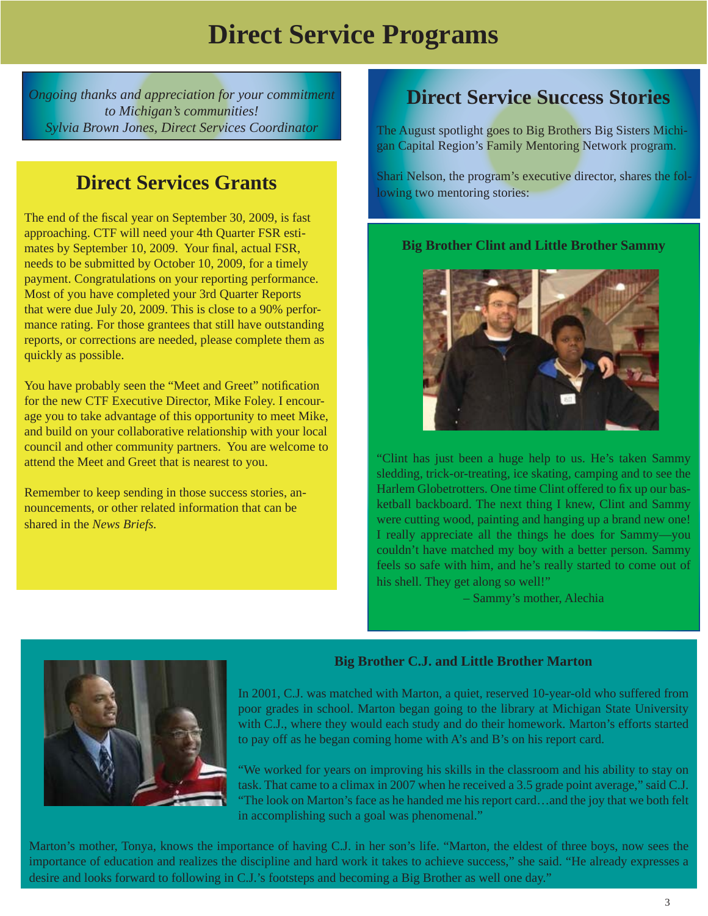# Direct Service Programs

*Ongoing thanks and appreciation for your commitment to Michigan's communities!*
*Sylvia Brown Jones, Direct Services Coordinator*

## Direct Services Grants

The end of the fiscal year on September 30, 2009, is fast approaching. CTF will need your 4th Quarter FSR estimates by September 10, 2009. Your final, actual FSR, needs to be submitted by October 10, 2009, for a timely payment. Congratulations on your reporting performance. Most of you have completed your 3rd Quarter Reports that were due July 20, 2009. This is close to a 90% performance rating. For those grantees that still have outstanding reports, or corrections are needed, please complete them as quickly as possible.

You have probably seen the "Meet and Greet" notification for the new CTF Executive Director, Mike Foley. I encourage you to take advantage of this opportunity to meet Mike, and build on your collaborative relationship with your local council and other community partners. You are welcome to attend the Meet and Greet that is nearest to you.

Remember to keep sending in those success stories, announcements, or other related information that can be shared in the *News Briefs.*

## Direct Service Success Stories

The August spotlight goes to Big Brothers Big Sisters Michigan Capital Region's Family Mentoring Network program.

Shari Nelson, the program's executive director, shares the following two mentoring stories:

### Big Brother Clint and Little Brother Sammy

"Clint has just been a huge help to us. He's taken Sammy sledding, trick-or-treating, ice skating, camping and to see the Harlem Globetrotters. One time Clint offered to fix up our basketball backboard. The next thing I knew, Clint and Sammy were cutting wood, painting and hanging up a brand new one! I really appreciate all the things he does for Sammy—you couldn't have matched my boy with a better person. Sammy feels so safe with him, and he's really started to come out of his shell. They get along so well!"

– Sammy's mother, Alechia

### Big Brother C.J. and Little Brother Marton

In 2001, C.J. was matched with Marton, a quiet, reserved 10-year-old who suffered from poor grades in school. Marton began going to the library at Michigan State University with C.J., where they would each study and do their homework. Marton's efforts started to pay off as he began coming home with A's and B's on his report card.

"We worked for years on improving his skills in the classroom and his ability to stay on task. That came to a climax in 2007 when he received a 3.5 grade point average," said C.J. "The look on Marton's face as he handed me his report card…and the joy that we both felt in accomplishing such a goal was phenomenal."

Marton's mother, Tonya, knows the importance of having C.J. in her son's life. "Marton, the eldest of three boys, now sees the importance of education and realizes the discipline and hard work it takes to achieve success," she said. "He already expresses a desire and looks forward to following in C.J.'s footsteps and becoming a Big Brother as well one day."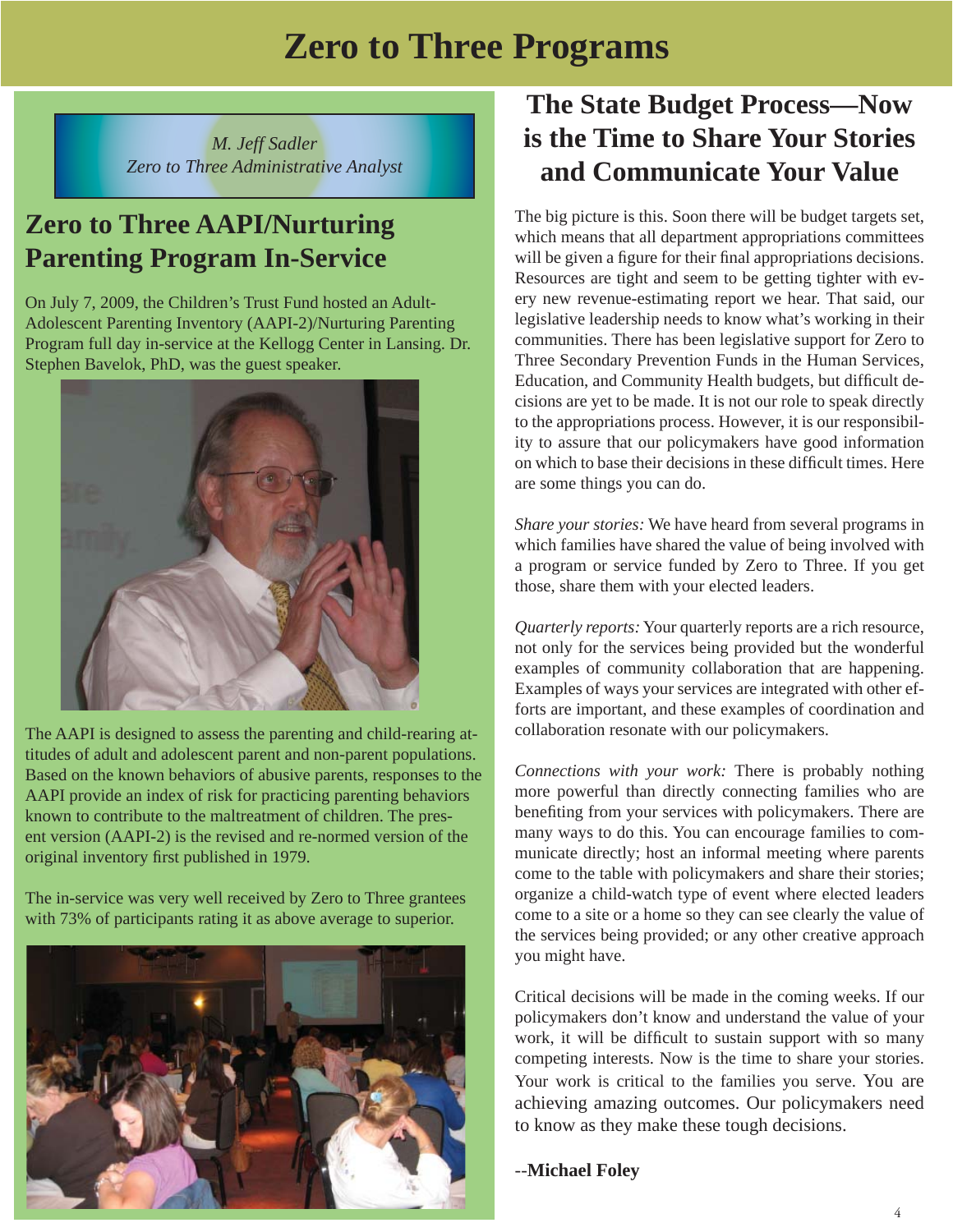# Zero to Three Programs

*M. Jeff Sadler*
*Zero to Three Administrative Analyst*

## Zero to Three AAPI/Nurturing Parenting Program In-Service

On July 7, 2009, the Children's Trust Fund hosted an Adult-Adolescent Parenting Inventory (AAPI-2)/Nurturing Parenting Program full day in-service at the Kellogg Center in Lansing. Dr. Stephen Bavelok, PhD, was the guest speaker.

The AAPI is designed to assess the parenting and child-rearing attitudes of adult and adolescent parent and non-parent populations. Based on the known behaviors of abusive parents, responses to the AAPI provide an index of risk for practicing parenting behaviors known to contribute to the maltreatment of children. The present version (AAPI-2) is the revised and re-normed version of the original inventory first published in 1979.

The in-service was very well received by Zero to Three grantees with 73% of participants rating it as above average to superior.

## The State Budget Process—Now is the Time to Share Your Stories and Communicate Your Value

The big picture is this. Soon there will be budget targets set, which means that all department appropriations committees will be given a figure for their final appropriations decisions. Resources are tight and seem to be getting tighter with every new revenue-estimating report we hear. That said, our legislative leadership needs to know what's working in their communities. There has been legislative support for Zero to Three Secondary Prevention Funds in the Human Services, Education, and Community Health budgets, but difficult decisions are yet to be made. It is not our role to speak directly to the appropriations process. However, it is our responsibility to assure that our policymakers have good information on which to base their decisions in these difficult times. Here are some things you can do.

*Share your stories:* We have heard from several programs in which families have shared the value of being involved with a program or service funded by Zero to Three. If you get those, share them with your elected leaders.

*Quarterly reports:* Your quarterly reports are a rich resource, not only for the services being provided but the wonderful examples of community collaboration that are happening. Examples of ways your services are integrated with other efforts are important, and these examples of coordination and collaboration resonate with our policymakers.

*Connections with your work:* There is probably nothing more powerful than directly connecting families who are benefiting from your services with policymakers. There are many ways to do this. You can encourage families to communicate directly; host an informal meeting where parents come to the table with policymakers and share their stories; organize a child-watch type of event where elected leaders come to a site or a home so they can see clearly the value of the services being provided; or any other creative approach you might have.

Critical decisions will be made in the coming weeks. If our policymakers don't know and understand the value of your work, it will be difficult to sustain support with so many competing interests. Now is the time to share your stories. Your work is critical to the families you serve. You are achieving amazing outcomes. Our policymakers need to know as they make these tough decisions.

--**Michael Foley**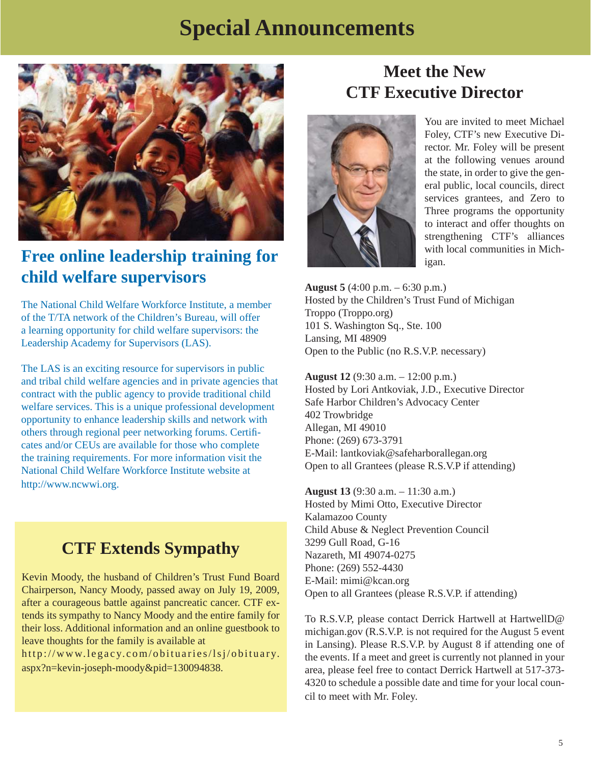# Special Announcements

## Free online leadership training for child welfare supervisors

The National Child Welfare Workforce Institute, a member of the T/TA network of the Children's Bureau, will offer a learning opportunity for child welfare supervisors: the Leadership Academy for Supervisors (LAS).

The LAS is an exciting resource for supervisors in public and tribal child welfare agencies and in private agencies that contract with the public agency to provide traditional child welfare services. This is a unique professional development opportunity to enhance leadership skills and network with others through regional peer networking forums. Certificates and/or CEUs are available for those who complete the training requirements. For more information visit the National Child Welfare Workforce Institute website at http://www.ncwwi.org.

## CTF Extends Sympathy

Kevin Moody, the husband of Children's Trust Fund Board Chairperson, Nancy Moody, passed away on July 19, 2009, after a courageous battle against pancreatic cancer. CTF extends its sympathy to Nancy Moody and the entire family for their loss. Additional information and an online guestbook to leave thoughts for the family is available at http://www.legacy.com/obituaries/lsj/obituary.aspx?n=kevin-joseph-moody&pid=130094838.

## Meet the New CTF Executive Director

You are invited to meet Michael Foley, CTF's new Executive Director. Mr. Foley will be present at the following venues around the state, in order to give the general public, local councils, direct services grantees, and Zero to Three programs the opportunity to interact and offer thoughts on strengthening CTF's alliances with local communities in Michigan.

**August 5** (4:00 p.m. – 6:30 p.m.)
Hosted by the Children's Trust Fund of Michigan
Troppo (Troppo.org)
101 S. Washington Sq., Ste. 100
Lansing, MI 48909
Open to the Public (no R.S.V.P. necessary)

**August 12** (9:30 a.m. – 12:00 p.m.)
Hosted by Lori Antkoviak, J.D., Executive Director
Safe Harbor Children's Advocacy Center
402 Trowbridge
Allegan, MI 49010
Phone: (269) 673-3791
E-Mail: lantkoviak@safeharborallegan.org
Open to all Grantees (please R.S.V.P if attending)

**August 13** (9:30 a.m. – 11:30 a.m.)
Hosted by Mimi Otto, Executive Director
Kalamazoo County
Child Abuse & Neglect Prevention Council
3299 Gull Road, G-16
Nazareth, MI 49074-0275
Phone: (269) 552-4430
E-Mail: mimi@kcan.org
Open to all Grantees (please R.S.V.P. if attending)

To R.S.V.P, please contact Derrick Hartwell at HartwellD@michigan.gov (R.S.V.P. is not required for the August 5 event in Lansing). Please R.S.V.P. by August 8 if attending one of the events. If a meet and greet is currently not planned in your area, please feel free to contact Derrick Hartwell at 517-373-4320 to schedule a possible date and time for your local council to meet with Mr. Foley.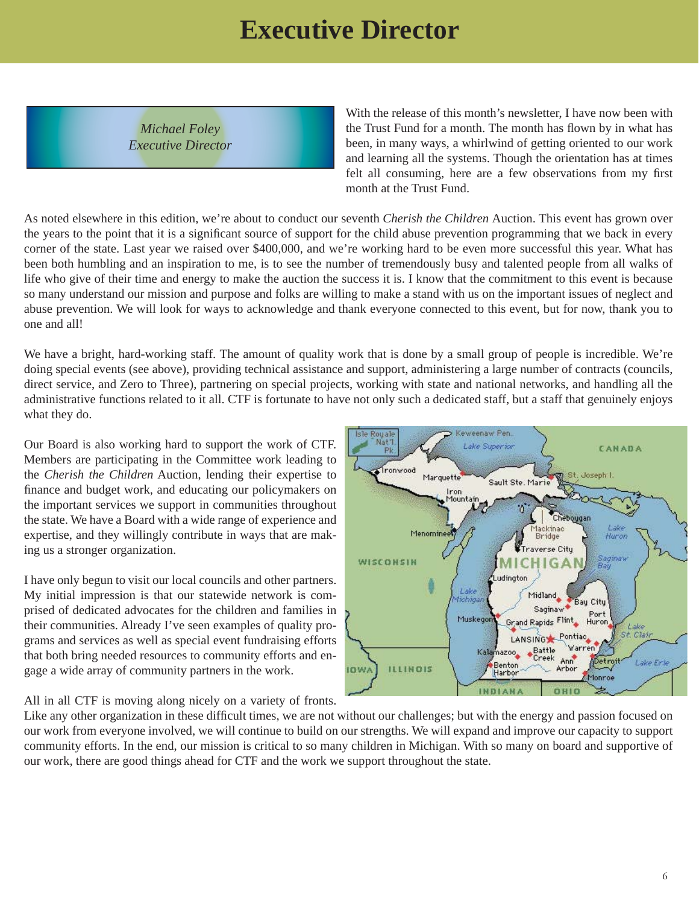# Executive Director

*Michael Foley*
*Executive Director*

With the release of this month's newsletter, I have now been with the Trust Fund for a month. The month has flown by in what has been, in many ways, a whirlwind of getting oriented to our work and learning all the systems. Though the orientation has at times felt all consuming, here are a few observations from my first month at the Trust Fund.

As noted elsewhere in this edition, we're about to conduct our seventh *Cherish the Children* Auction. This event has grown over the years to the point that it is a significant source of support for the child abuse prevention programming that we back in every corner of the state. Last year we raised over $400,000, and we're working hard to be even more successful this year. What has been both humbling and an inspiration to me, is to see the number of tremendously busy and talented people from all walks of life who give of their time and energy to make the auction the success it is. I know that the commitment to this event is because so many understand our mission and purpose and folks are willing to make a stand with us on the important issues of neglect and abuse prevention. We will look for ways to acknowledge and thank everyone connected to this event, but for now, thank you to one and all!

We have a bright, hard-working staff. The amount of quality work that is done by a small group of people is incredible. We're doing special events (see above), providing technical assistance and support, administering a large number of contracts (councils, direct service, and Zero to Three), partnering on special projects, working with state and national networks, and handling all the administrative functions related to it all. CTF is fortunate to have not only such a dedicated staff, but a staff that genuinely enjoys what they do.

Our Board is also working hard to support the work of CTF. Members are participating in the Committee work leading to the *Cherish the Children* Auction, lending their expertise to finance and budget work, and educating our policymakers on the important services we support in communities throughout the state. We have a Board with a wide range of experience and expertise, and they willingly contribute in ways that are making us a stronger organization.

I have only begun to visit our local councils and other partners. My initial impression is that our statewide network is comprised of dedicated advocates for the children and families in their communities. Already I've seen examples of quality programs and services as well as special event fundraising efforts that both bring needed resources to community efforts and engage a wide array of community partners in the work.

All in all CTF is moving along nicely on a variety of fronts. Like any other organization in these difficult times, we are not without our challenges; but with the energy and passion focused on our work from everyone involved, we will continue to build on our strengths. We will expand and improve our capacity to support community efforts. In the end, our mission is critical to so many children in Michigan. With so many on board and supportive of our work, there are good things ahead for CTF and the work we support throughout the state.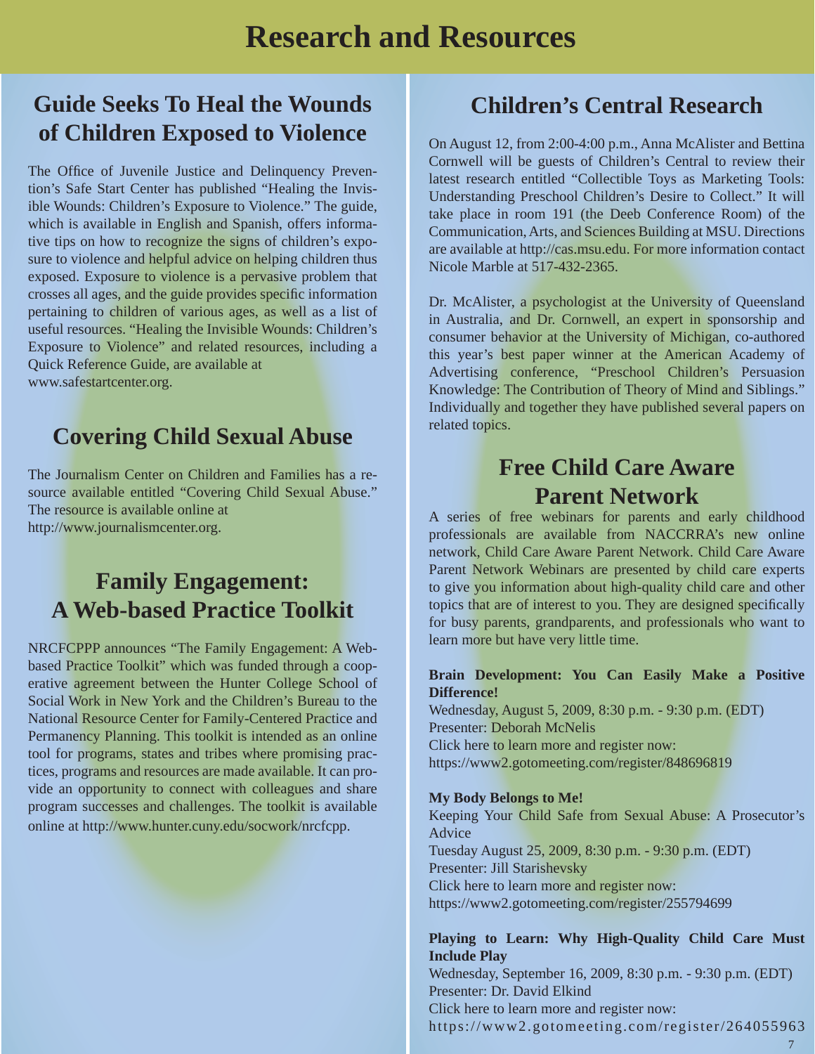# Research and Resources

## Guide Seeks To Heal the Wounds of Children Exposed to Violence

The Office of Juvenile Justice and Delinquency Prevention's Safe Start Center has published "Healing the Invisible Wounds: Children's Exposure to Violence." The guide, which is available in English and Spanish, offers informative tips on how to recognize the signs of children's exposure to violence and helpful advice on helping children thus exposed. Exposure to violence is a pervasive problem that crosses all ages, and the guide provides specific information pertaining to children of various ages, as well as a list of useful resources. "Healing the Invisible Wounds: Children's Exposure to Violence" and related resources, including a Quick Reference Guide, are available at www.safestartcenter.org.

## Covering Child Sexual Abuse

The Journalism Center on Children and Families has a resource available entitled "Covering Child Sexual Abuse." The resource is available online at http://www.journalismcenter.org.

## Family Engagement: A Web-based Practice Toolkit

NRCFCPPP announces "The Family Engagement: A Web-based Practice Toolkit" which was funded through a cooperative agreement between the Hunter College School of Social Work in New York and the Children's Bureau to the National Resource Center for Family-Centered Practice and Permanency Planning. This toolkit is intended as an online tool for programs, states and tribes where promising practices, programs and resources are made available. It can provide an opportunity to connect with colleagues and share program successes and challenges. The toolkit is available online at http://www.hunter.cuny.edu/socwork/nrcfcpp.

## Children's Central Research

On August 12, from 2:00-4:00 p.m., Anna McAlister and Bettina Cornwell will be guests of Children's Central to review their latest research entitled "Collectible Toys as Marketing Tools: Understanding Preschool Children's Desire to Collect." It will take place in room 191 (the Deeb Conference Room) of the Communication, Arts, and Sciences Building at MSU. Directions are available at http://cas.msu.edu. For more information contact Nicole Marble at 517-432-2365.

Dr. McAlister, a psychologist at the University of Queensland in Australia, and Dr. Cornwell, an expert in sponsorship and consumer behavior at the University of Michigan, co-authored this year's best paper winner at the American Academy of Advertising conference, "Preschool Children's Persuasion Knowledge: The Contribution of Theory of Mind and Siblings." Individually and together they have published several papers on related topics.

## Free Child Care Aware Parent Network

A series of free webinars for parents and early childhood professionals are available from NACCRRA's new online network, Child Care Aware Parent Network. Child Care Aware Parent Network Webinars are presented by child care experts to give you information about high-quality child care and other topics that are of interest to you. They are designed specifically for busy parents, grandparents, and professionals who want to learn more but have very little time.

**Brain Development: You Can Easily Make a Positive Difference!**
Wednesday, August 5, 2009, 8:30 p.m. - 9:30 p.m. (EDT)
Presenter: Deborah McNelis
Click here to learn more and register now:
https://www2.gotomeeting.com/register/848696819

**My Body Belongs to Me!**
Keeping Your Child Safe from Sexual Abuse: A Prosecutor's Advice
Tuesday August 25, 2009, 8:30 p.m. - 9:30 p.m. (EDT)
Presenter: Jill Starishevsky
Click here to learn more and register now:
https://www2.gotomeeting.com/register/255794699

**Playing to Learn: Why High-Quality Child Care Must Include Play**
Wednesday, September 16, 2009, 8:30 p.m. - 9:30 p.m. (EDT)
Presenter: Dr. David Elkind
Click here to learn more and register now:
https://www2.gotomeeting.com/register/264055963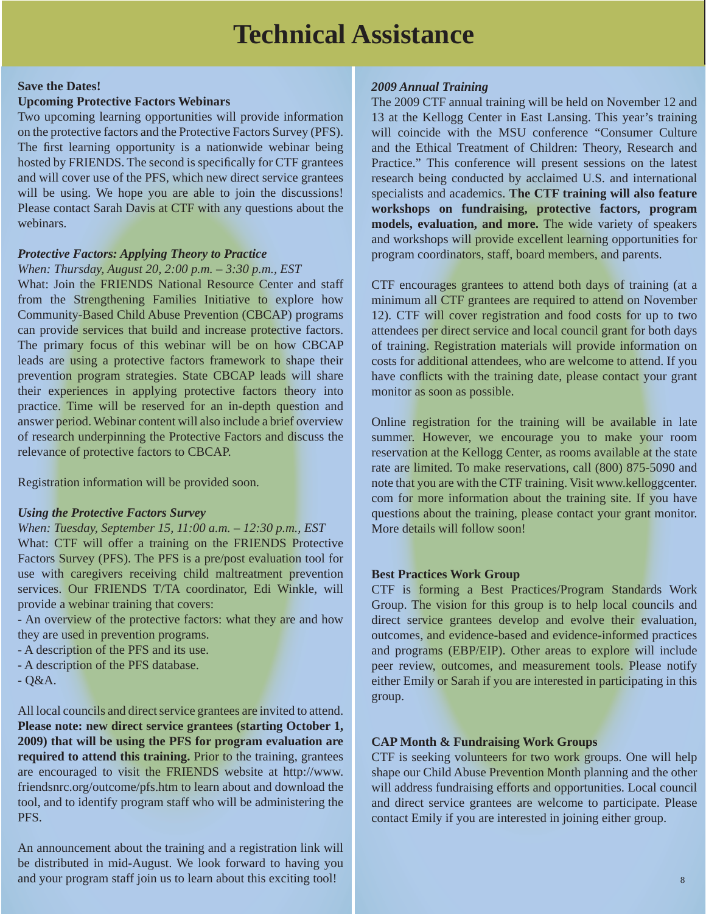# Technical Assistance

**Save the Dates!**
**Upcoming Protective Factors Webinars**

Two upcoming learning opportunities will provide information on the protective factors and the Protective Factors Survey (PFS). The first learning opportunity is a nationwide webinar being hosted by FRIENDS. The second is specifically for CTF grantees and will cover use of the PFS, which new direct service grantees will be using. We hope you are able to join the discussions! Please contact Sarah Davis at CTF with any questions about the webinars.

***Protective Factors: Applying Theory to Practice***

*When: Thursday, August 20, 2:00 p.m. – 3:30 p.m., EST*

What: Join the FRIENDS National Resource Center and staff from the Strengthening Families Initiative to explore how Community-Based Child Abuse Prevention (CBCAP) programs can provide services that build and increase protective factors. The primary focus of this webinar will be on how CBCAP leads are using a protective factors framework to shape their prevention program strategies. State CBCAP leads will share their experiences in applying protective factors theory into practice. Time will be reserved for an in-depth question and answer period. Webinar content will also include a brief overview of research underpinning the Protective Factors and discuss the relevance of protective factors to CBCAP.

Registration information will be provided soon.

***Using the Protective Factors Survey***

*When: Tuesday, September 15, 11:00 a.m. – 12:30 p.m., EST*

What: CTF will offer a training on the FRIENDS Protective Factors Survey (PFS). The PFS is a pre/post evaluation tool for use with caregivers receiving child maltreatment prevention services. Our FRIENDS T/TA coordinator, Edi Winkle, will provide a webinar training that covers:

- An overview of the protective factors: what they are and how they are used in prevention programs.
- A description of the PFS and its use.
- A description of the PFS database.
- Q&A.

All local councils and direct service grantees are invited to attend. **Please note: new direct service grantees (starting October 1, 2009) that will be using the PFS for program evaluation are required to attend this training.** Prior to the training, grantees are encouraged to visit the FRIENDS website at http://www.friendsnrc.org/outcome/pfs.htm to learn about and download the tool, and to identify program staff who will be administering the PFS.

An announcement about the training and a registration link will be distributed in mid-August. We look forward to having you and your program staff join us to learn about this exciting tool!

***2009 Annual Training***

The 2009 CTF annual training will be held on November 12 and 13 at the Kellogg Center in East Lansing. This year's training will coincide with the MSU conference "Consumer Culture and the Ethical Treatment of Children: Theory, Research and Practice." This conference will present sessions on the latest research being conducted by acclaimed U.S. and international specialists and academics. **The CTF training will also feature workshops on fundraising, protective factors, program models, evaluation, and more.** The wide variety of speakers and workshops will provide excellent learning opportunities for program coordinators, staff, board members, and parents.

CTF encourages grantees to attend both days of training (at a minimum all CTF grantees are required to attend on November 12). CTF will cover registration and food costs for up to two attendees per direct service and local council grant for both days of training. Registration materials will provide information on costs for additional attendees, who are welcome to attend. If you have conflicts with the training date, please contact your grant monitor as soon as possible.

Online registration for the training will be available in late summer. However, we encourage you to make your room reservation at the Kellogg Center, as rooms available at the state rate are limited. To make reservations, call (800) 875-5090 and note that you are with the CTF training. Visit www.kelloggcenter.com for more information about the training site. If you have questions about the training, please contact your grant monitor. More details will follow soon!

**Best Practices Work Group**

CTF is forming a Best Practices/Program Standards Work Group. The vision for this group is to help local councils and direct service grantees develop and evolve their evaluation, outcomes, and evidence-based and evidence-informed practices and programs (EBP/EIP). Other areas to explore will include peer review, outcomes, and measurement tools. Please notify either Emily or Sarah if you are interested in participating in this group.

**CAP Month & Fundraising Work Groups**

CTF is seeking volunteers for two work groups. One will help shape our Child Abuse Prevention Month planning and the other will address fundraising efforts and opportunities. Local council and direct service grantees are welcome to participate. Please contact Emily if you are interested in joining either group.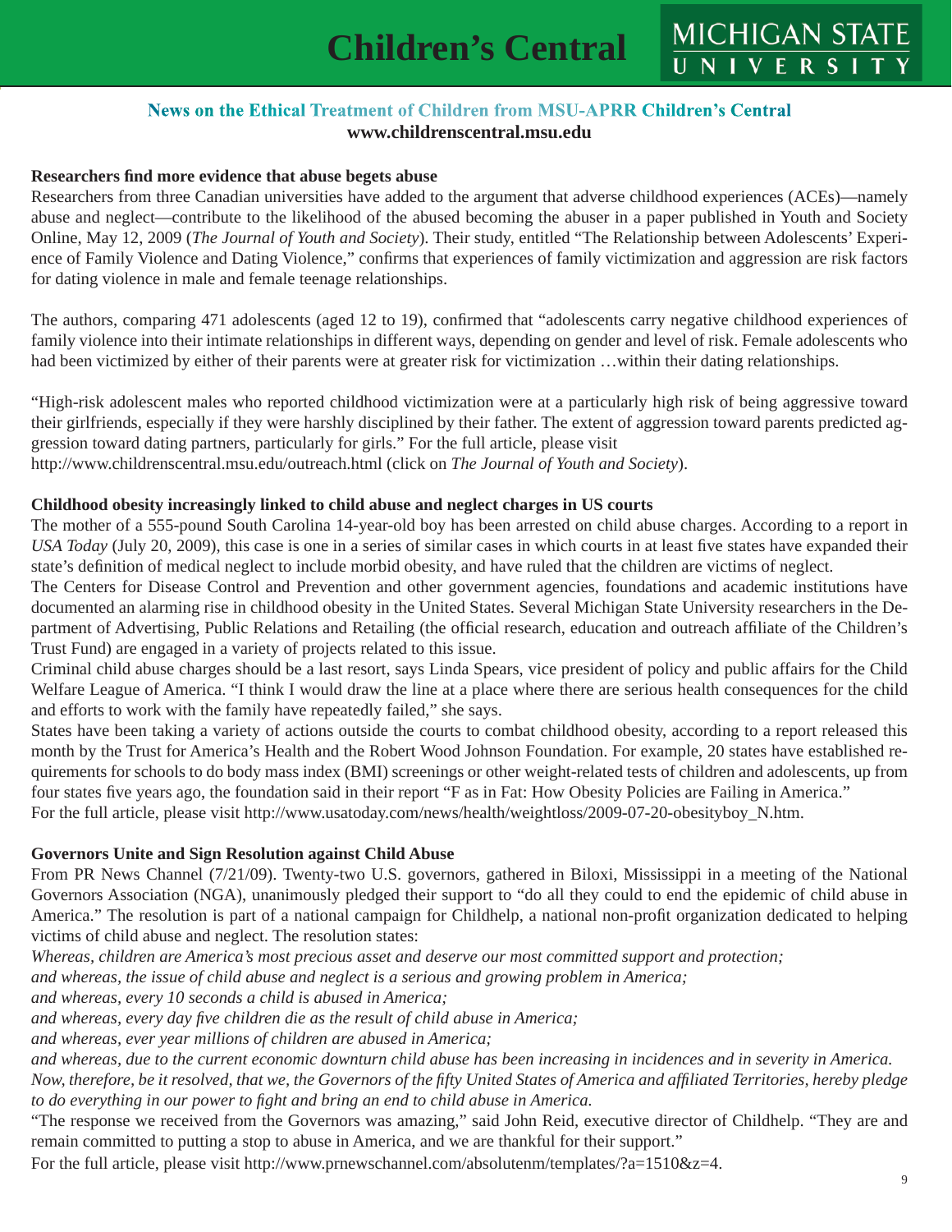# Children's Central

**News on the Ethical Treatment of Children from MSU-APRR Children's Central**
**www.childrenscentral.msu.edu**

**Researchers find more evidence that abuse begets abuse**

Researchers from three Canadian universities have added to the argument that adverse childhood experiences (ACEs)—namely abuse and neglect—contribute to the likelihood of the abused becoming the abuser in a paper published in Youth and Society Online, May 12, 2009 (*The Journal of Youth and Society*). Their study, entitled "The Relationship between Adolescents' Experience of Family Violence and Dating Violence," confirms that experiences of family victimization and aggression are risk factors for dating violence in male and female teenage relationships.

The authors, comparing 471 adolescents (aged 12 to 19), confirmed that "adolescents carry negative childhood experiences of family violence into their intimate relationships in different ways, depending on gender and level of risk. Female adolescents who had been victimized by either of their parents were at greater risk for victimization …within their dating relationships.

"High-risk adolescent males who reported childhood victimization were at a particularly high risk of being aggressive toward their girlfriends, especially if they were harshly disciplined by their father. The extent of aggression toward parents predicted aggression toward dating partners, particularly for girls." For the full article, please visit http://www.childrenscentral.msu.edu/outreach.html (click on *The Journal of Youth and Society*).

**Childhood obesity increasingly linked to child abuse and neglect charges in US courts**

The mother of a 555-pound South Carolina 14-year-old boy has been arrested on child abuse charges. According to a report in *USA Today* (July 20, 2009), this case is one in a series of similar cases in which courts in at least five states have expanded their state's definition of medical neglect to include morbid obesity, and have ruled that the children are victims of neglect.

The Centers for Disease Control and Prevention and other government agencies, foundations and academic institutions have documented an alarming rise in childhood obesity in the United States. Several Michigan State University researchers in the Department of Advertising, Public Relations and Retailing (the official research, education and outreach affiliate of the Children's Trust Fund) are engaged in a variety of projects related to this issue.

Criminal child abuse charges should be a last resort, says Linda Spears, vice president of policy and public affairs for the Child Welfare League of America. "I think I would draw the line at a place where there are serious health consequences for the child and efforts to work with the family have repeatedly failed," she says.

States have been taking a variety of actions outside the courts to combat childhood obesity, according to a report released this month by the Trust for America's Health and the Robert Wood Johnson Foundation. For example, 20 states have established requirements for schools to do body mass index (BMI) screenings or other weight-related tests of children and adolescents, up from four states five years ago, the foundation said in their report "F as in Fat: How Obesity Policies are Failing in America."

For the full article, please visit http://www.usatoday.com/news/health/weightloss/2009-07-20-obesityboy_N.htm.

**Governors Unite and Sign Resolution against Child Abuse**

From PR News Channel (7/21/09). Twenty-two U.S. governors, gathered in Biloxi, Mississippi in a meeting of the National Governors Association (NGA), unanimously pledged their support to "do all they could to end the epidemic of child abuse in America." The resolution is part of a national campaign for Childhelp, a national non-profit organization dedicated to helping victims of child abuse and neglect. The resolution states:

*Whereas, children are America's most precious asset and deserve our most committed support and protection;*
*and whereas, the issue of child abuse and neglect is a serious and growing problem in America;*
*and whereas, every 10 seconds a child is abused in America;*
*and whereas, every day five children die as the result of child abuse in America;*
*and whereas, ever year millions of children are abused in America;*
*and whereas, due to the current economic downturn child abuse has been increasing in incidences and in severity in America.*
*Now, therefore, be it resolved, that we, the Governors of the fifty United States of America and affiliated Territories, hereby pledge to do everything in our power to fight and bring an end to child abuse in America.*

"The response we received from the Governors was amazing," said John Reid, executive director of Childhelp. "They are and remain committed to putting a stop to abuse in America, and we are thankful for their support."

For the full article, please visit http://www.prnewschannel.com/absolutenm/templates/?a=1510&z=4.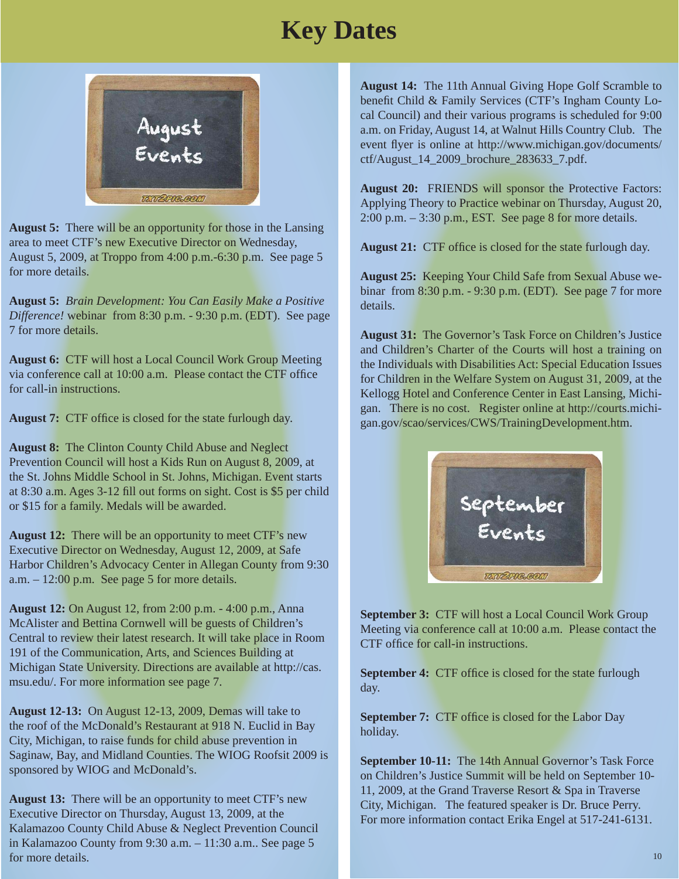# Key Dates

August Events

**August 5:** There will be an opportunity for those in the Lansing area to meet CTF's new Executive Director on Wednesday, August 5, 2009, at Troppo from 4:00 p.m.-6:30 p.m. See page 5 for more details.

**August 5:** *Brain Development: You Can Easily Make a Positive Difference!* webinar from 8:30 p.m. - 9:30 p.m. (EDT). See page 7 for more details.

**August 6:** CTF will host a Local Council Work Group Meeting via conference call at 10:00 a.m. Please contact the CTF office for call-in instructions.

**August 7:** CTF office is closed for the state furlough day.

**August 8:** The Clinton County Child Abuse and Neglect Prevention Council will host a Kids Run on August 8, 2009, at the St. Johns Middle School in St. Johns, Michigan. Event starts at 8:30 a.m. Ages 3-12 fill out forms on sight. Cost is $5 per child or $15 for a family. Medals will be awarded.

**August 12:** There will be an opportunity to meet CTF's new Executive Director on Wednesday, August 12, 2009, at Safe Harbor Children's Advocacy Center in Allegan County from 9:30 a.m. – 12:00 p.m. See page 5 for more details.

**August 12:** On August 12, from 2:00 p.m. - 4:00 p.m., Anna McAlister and Bettina Cornwell will be guests of Children's Central to review their latest research. It will take place in Room 191 of the Communication, Arts, and Sciences Building at Michigan State University. Directions are available at http://cas.msu.edu/. For more information see page 7.

**August 12-13:** On August 12-13, 2009, Demas will take to the roof of the McDonald's Restaurant at 918 N. Euclid in Bay City, Michigan, to raise funds for child abuse prevention in Saginaw, Bay, and Midland Counties. The WIOG Roofsit 2009 is sponsored by WIOG and McDonald's.

**August 13:** There will be an opportunity to meet CTF's new Executive Director on Thursday, August 13, 2009, at the Kalamazoo County Child Abuse & Neglect Prevention Council in Kalamazoo County from 9:30 a.m. – 11:30 a.m.. See page 5 for more details.

**August 14:** The 11th Annual Giving Hope Golf Scramble to benefit Child & Family Services (CTF's Ingham County Local Council) and their various programs is scheduled for 9:00 a.m. on Friday, August 14, at Walnut Hills Country Club. The event flyer is online at http://www.michigan.gov/documents/ctf/August_14_2009_brochure_283633_7.pdf.

**August 20:** FRIENDS will sponsor the Protective Factors: Applying Theory to Practice webinar on Thursday, August 20, 2:00 p.m. – 3:30 p.m., EST. See page 8 for more details.

**August 21:** CTF office is closed for the state furlough day.

**August 25:** Keeping Your Child Safe from Sexual Abuse webinar from 8:30 p.m. - 9:30 p.m. (EDT). See page 7 for more details.

**August 31:** The Governor's Task Force on Children's Justice and Children's Charter of the Courts will host a training on the Individuals with Disabilities Act: Special Education Issues for Children in the Welfare System on August 31, 2009, at the Kellogg Hotel and Conference Center in East Lansing, Michigan. There is no cost. Register online at http://courts.michigan.gov/scao/services/CWS/TrainingDevelopment.htm.

September Events

**September 3:** CTF will host a Local Council Work Group Meeting via conference call at 10:00 a.m. Please contact the CTF office for call-in instructions.

**September 4:** CTF office is closed for the state furlough day.

**September 7:** CTF office is closed for the Labor Day holiday.

**September 10-11:** The 14th Annual Governor's Task Force on Children's Justice Summit will be held on September 10-11, 2009, at the Grand Traverse Resort & Spa in Traverse City, Michigan. The featured speaker is Dr. Bruce Perry. For more information contact Erika Engel at 517-241-6131.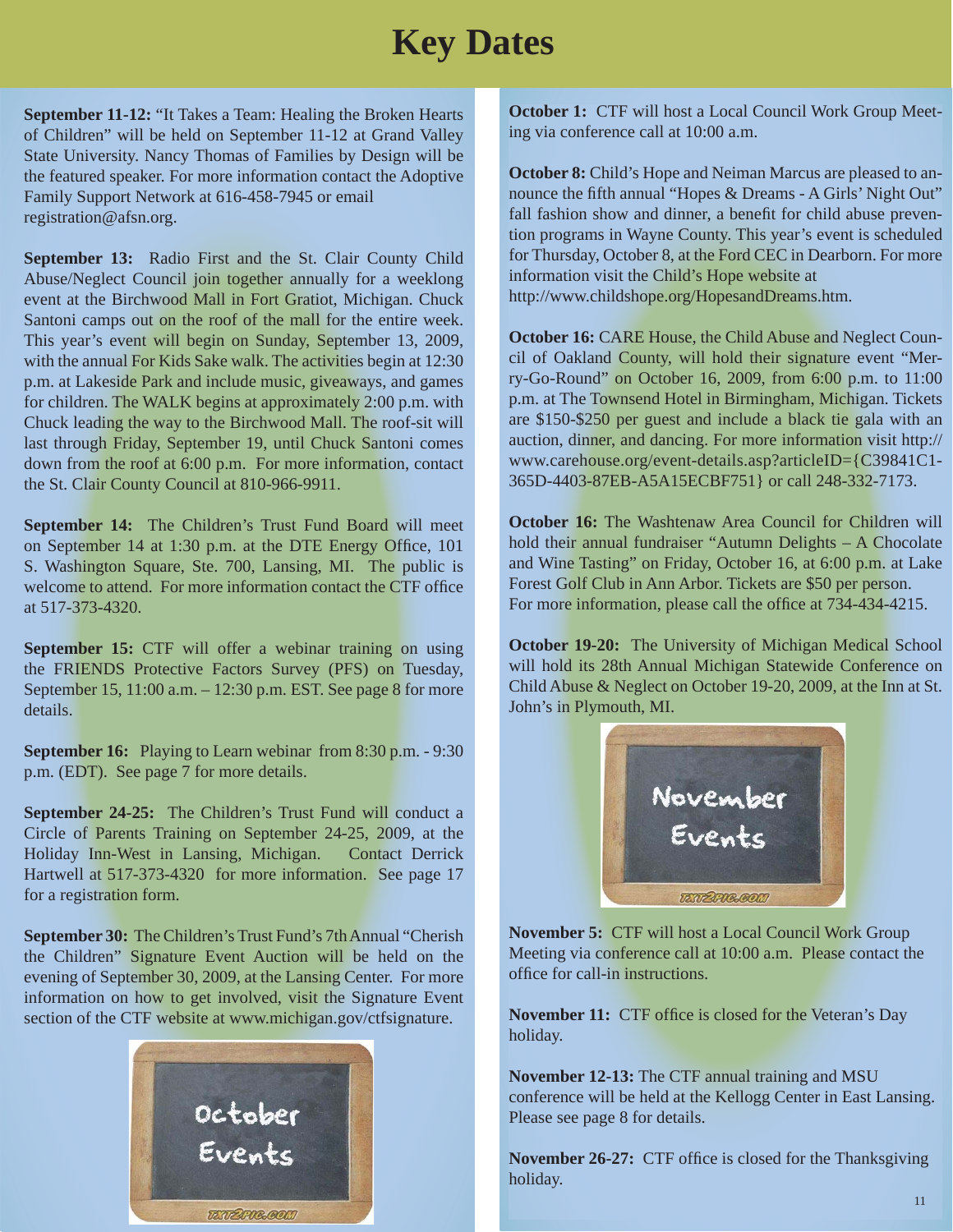# Key Dates

**September 11-12:** "It Takes a Team: Healing the Broken Hearts of Children" will be held on September 11-12 at Grand Valley State University. Nancy Thomas of Families by Design will be the featured speaker. For more information contact the Adoptive Family Support Network at 616-458-7945 or email registration@afsn.org.

**September 13:** Radio First and the St. Clair County Child Abuse/Neglect Council join together annually for a weeklong event at the Birchwood Mall in Fort Gratiot, Michigan. Chuck Santoni camps out on the roof of the mall for the entire week. This year's event will begin on Sunday, September 13, 2009, with the annual For Kids Sake walk. The activities begin at 12:30 p.m. at Lakeside Park and include music, giveaways, and games for children. The WALK begins at approximately 2:00 p.m. with Chuck leading the way to the Birchwood Mall. The roof-sit will last through Friday, September 19, until Chuck Santoni comes down from the roof at 6:00 p.m. For more information, contact the St. Clair County Council at 810-966-9911.

**September 14:** The Children's Trust Fund Board will meet on September 14 at 1:30 p.m. at the DTE Energy Office, 101 S. Washington Square, Ste. 700, Lansing, MI. The public is welcome to attend. For more information contact the CTF office at 517-373-4320.

**September 15:** CTF will offer a webinar training on using the FRIENDS Protective Factors Survey (PFS) on Tuesday, September 15, 11:00 a.m. – 12:30 p.m. EST. See page 8 for more details.

**September 16:** Playing to Learn webinar from 8:30 p.m. - 9:30 p.m. (EDT). See page 7 for more details.

**September 24-25:** The Children's Trust Fund will conduct a Circle of Parents Training on September 24-25, 2009, at the Holiday Inn-West in Lansing, Michigan. Contact Derrick Hartwell at 517-373-4320 for more information. See page 17 for a registration form.

**September 30:** The Children's Trust Fund's 7th Annual "Cherish the Children" Signature Event Auction will be held on the evening of September 30, 2009, at the Lansing Center. For more information on how to get involved, visit the Signature Event section of the CTF website at www.michigan.gov/ctfsignature.

October Events

**October 1:** CTF will host a Local Council Work Group Meeting via conference call at 10:00 a.m.

**October 8:** Child's Hope and Neiman Marcus are pleased to announce the fifth annual "Hopes & Dreams - A Girls' Night Out" fall fashion show and dinner, a benefit for child abuse prevention programs in Wayne County. This year's event is scheduled for Thursday, October 8, at the Ford CEC in Dearborn. For more information visit the Child's Hope website at http://www.childshope.org/HopesandDreams.htm.

**October 16:** CARE House, the Child Abuse and Neglect Council of Oakland County, will hold their signature event "Merry-Go-Round" on October 16, 2009, from 6:00 p.m. to 11:00 p.m. at The Townsend Hotel in Birmingham, Michigan. Tickets are $150-$250 per guest and include a black tie gala with an auction, dinner, and dancing. For more information visit http://www.carehouse.org/event-details.asp?articleID={C39841C1-365D-4403-87EB-A5A15ECBF751} or call 248-332-7173.

**October 16:** The Washtenaw Area Council for Children will hold their annual fundraiser "Autumn Delights – A Chocolate and Wine Tasting" on Friday, October 16, at 6:00 p.m. at Lake Forest Golf Club in Ann Arbor. Tickets are $50 per person. For more information, please call the office at 734-434-4215.

**October 19-20:** The University of Michigan Medical School will hold its 28th Annual Michigan Statewide Conference on Child Abuse & Neglect on October 19-20, 2009, at the Inn at St. John's in Plymouth, MI.

November Events

**November 5:** CTF will host a Local Council Work Group Meeting via conference call at 10:00 a.m. Please contact the office for call-in instructions.

**November 11:** CTF office is closed for the Veteran's Day holiday.

**November 12-13:** The CTF annual training and MSU conference will be held at the Kellogg Center in East Lansing. Please see page 8 for details.

**November 26-27:** CTF office is closed for the Thanksgiving holiday.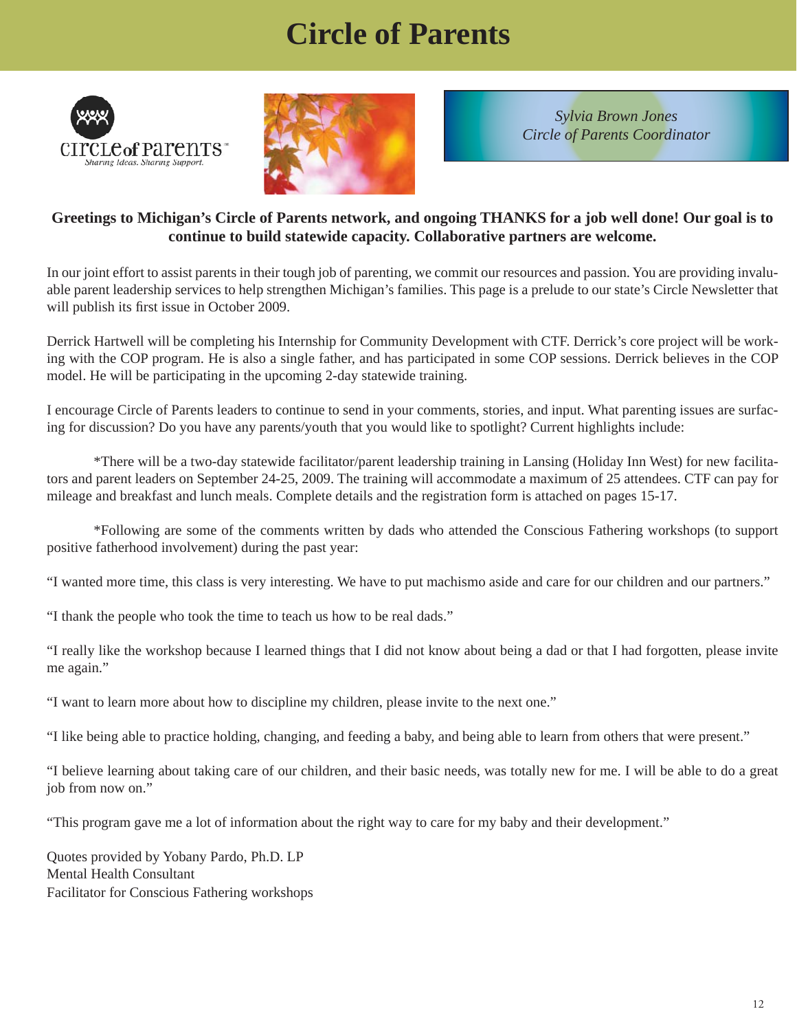# Circle of Parents

circle of parents
Sharing Ideas. Sharing Support.

*Sylvia Brown Jones*
*Circle of Parents Coordinator*

**Greetings to Michigan's Circle of Parents network, and ongoing THANKS for a job well done! Our goal is to continue to build statewide capacity. Collaborative partners are welcome.**

In our joint effort to assist parents in their tough job of parenting, we commit our resources and passion. You are providing invaluable parent leadership services to help strengthen Michigan's families. This page is a prelude to our state's Circle Newsletter that will publish its first issue in October 2009.

Derrick Hartwell will be completing his Internship for Community Development with CTF. Derrick's core project will be working with the COP program. He is also a single father, and has participated in some COP sessions. Derrick believes in the COP model. He will be participating in the upcoming 2-day statewide training.

I encourage Circle of Parents leaders to continue to send in your comments, stories, and input. What parenting issues are surfacing for discussion? Do you have any parents/youth that you would like to spotlight? Current highlights include:

*There will be a two-day statewide facilitator/parent leadership training in Lansing (Holiday Inn West) for new facilitators and parent leaders on September 24-25, 2009. The training will accommodate a maximum of 25 attendees. CTF can pay for mileage and breakfast and lunch meals. Complete details and the registration form is attached on pages 15-17.

*Following are some of the comments written by dads who attended the Conscious Fathering workshops (to support positive fatherhood involvement) during the past year:

"I wanted more time, this class is very interesting. We have to put machismo aside and care for our children and our partners."

"I thank the people who took the time to teach us how to be real dads."

"I really like the workshop because I learned things that I did not know about being a dad or that I had forgotten, please invite me again."

"I want to learn more about how to discipline my children, please invite to the next one."

"I like being able to practice holding, changing, and feeding a baby, and being able to learn from others that were present."

"I believe learning about taking care of our children, and their basic needs, was totally new for me. I will be able to do a great job from now on."

"This program gave me a lot of information about the right way to care for my baby and their development."

Quotes provided by Yobany Pardo, Ph.D. LP
Mental Health Consultant
Facilitator for Conscious Fathering workshops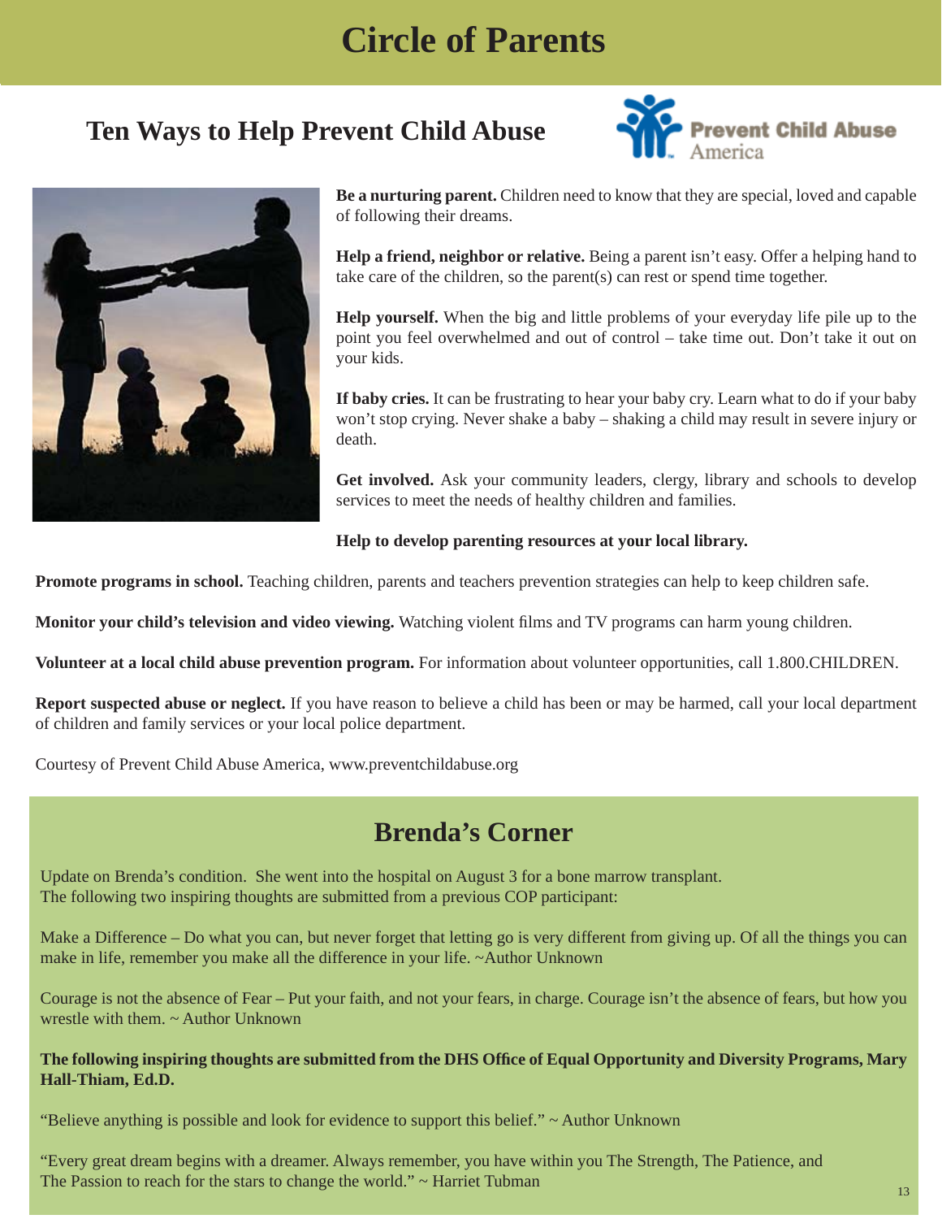# Circle of Parents

## Ten Ways to Help Prevent Child Abuse

Prevent Child Abuse America

**Be a nurturing parent.** Children need to know that they are special, loved and capable of following their dreams.

**Help a friend, neighbor or relative.** Being a parent isn't easy. Offer a helping hand to take care of the children, so the parent(s) can rest or spend time together.

**Help yourself.** When the big and little problems of your everyday life pile up to the point you feel overwhelmed and out of control – take time out. Don't take it out on your kids.

**If baby cries.** It can be frustrating to hear your baby cry. Learn what to do if your baby won't stop crying. Never shake a baby – shaking a child may result in severe injury or death.

**Get involved.** Ask your community leaders, clergy, library and schools to develop services to meet the needs of healthy children and families.

**Help to develop parenting resources at your local library.**

**Promote programs in school.** Teaching children, parents and teachers prevention strategies can help to keep children safe.

**Monitor your child's television and video viewing.** Watching violent films and TV programs can harm young children.

**Volunteer at a local child abuse prevention program.** For information about volunteer opportunities, call 1.800.CHILDREN.

**Report suspected abuse or neglect.** If you have reason to believe a child has been or may be harmed, call your local department of children and family services or your local police department.

Courtesy of Prevent Child Abuse America, www.preventchildabuse.org

## Brenda's Corner

Update on Brenda's condition. She went into the hospital on August 3 for a bone marrow transplant.
The following two inspiring thoughts are submitted from a previous COP participant:

Make a Difference – Do what you can, but never forget that letting go is very different from giving up. Of all the things you can make in life, remember you make all the difference in your life. ~Author Unknown

Courage is not the absence of Fear – Put your faith, and not your fears, in charge. Courage isn't the absence of fears, but how you wrestle with them. ~ Author Unknown

**The following inspiring thoughts are submitted from the DHS Office of Equal Opportunity and Diversity Programs, Mary Hall-Thiam, Ed.D.**

"Believe anything is possible and look for evidence to support this belief." ~ Author Unknown

"Every great dream begins with a dreamer. Always remember, you have within you The Strength, The Patience, and The Passion to reach for the stars to change the world." ~ Harriet Tubman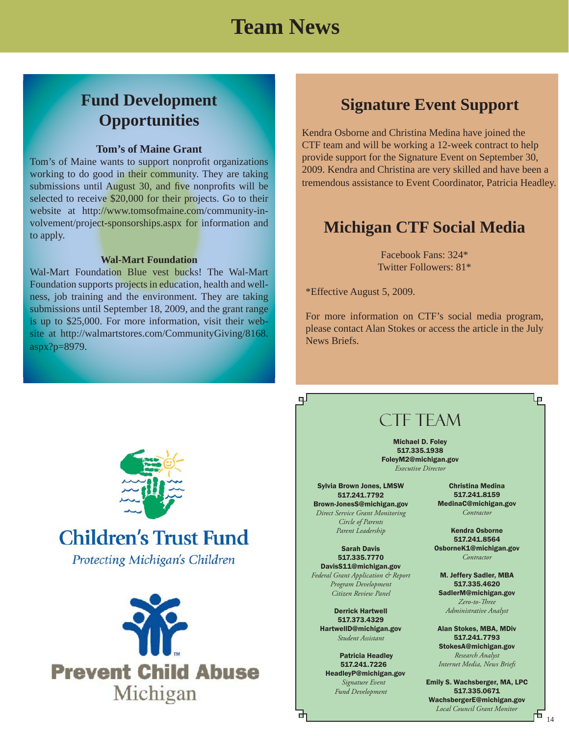# Team News

## Fund Development Opportunities

**Tom's of Maine Grant**

Tom's of Maine wants to support nonprofit organizations working to do good in their community. They are taking submissions until August 30, and five nonprofits will be selected to receive $20,000 for their projects. Go to their website at http://www.tomsofmaine.com/community-involvement/project-sponsorships.aspx for information and to apply.

**Wal-Mart Foundation**

Wal-Mart Foundation Blue vest bucks! The Wal-Mart Foundation supports projects in education, health and wellness, job training and the environment. They are taking submissions until September 18, 2009, and the grant range is up to $25,000. For more information, visit their website at http://walmartstores.com/CommunityGiving/8168.aspx?p=8979.

## Signature Event Support

Kendra Osborne and Christina Medina have joined the CTF team and will be working a 12-week contract to help provide support for the Signature Event on September 30, 2009. Kendra and Christina are very skilled and have been a tremendous assistance to Event Coordinator, Patricia Headley.

## Michigan CTF Social Media

Facebook Fans: 324*
Twitter Followers: 81*

*Effective August 5, 2009.

For more information on CTF's social media program, please contact Alan Stokes or access the article in the July News Briefs.

Children's Trust Fund
*Protecting Michigan's Children*

Prevent Child Abuse
Michigan

## CTF TEAM

**Michael D. Foley**
**517.335.1938**
**FoleyM2@michigan.gov**
*Executive Director*

**Sylvia Brown Jones, LMSW**
**517.241.7792**
**Brown-JonesS@michigan.gov**
*Direct Service Grant Monitoring*
*Circle of Parents*
*Parent Leadership*

**Sarah Davis**
**517.335.7770**
**DavisS11@michigan.gov**
*Federal Grant Application & Report*
*Program Development*
*Citizen Review Panel*

**Derrick Hartwell**
**517.373.4329**
**HartwellD@michigan.gov**
*Student Assistant*

**Patricia Headley**
**517.241.7226**
**HeadleyP@michigan.gov**
*Signature Event*
*Fund Development*

**Christina Medina**
**517.241.8159**
**MedinaC@michigan.gov**
*Contractor*

**Kendra Osborne**
**517.241.8564**
**OsborneK1@michigan.gov**
*Contractor*

**M. Jeffery Sadler, MBA**
**517.335.4620**
**SadlerM@michigan.gov**
*Zero-to-Three*
*Administrative Analyst*

**Alan Stokes, MBA, MDiv**
**517.241.7793**
**StokesA@michigan.gov**
*Research Analyst*
*Internet Media, News Briefs*

**Emily S. Wachsberger, MA, LPC**
**517.335.0671**
**WachsbergerE@michigan.gov**
*Local Council Grant Monitor*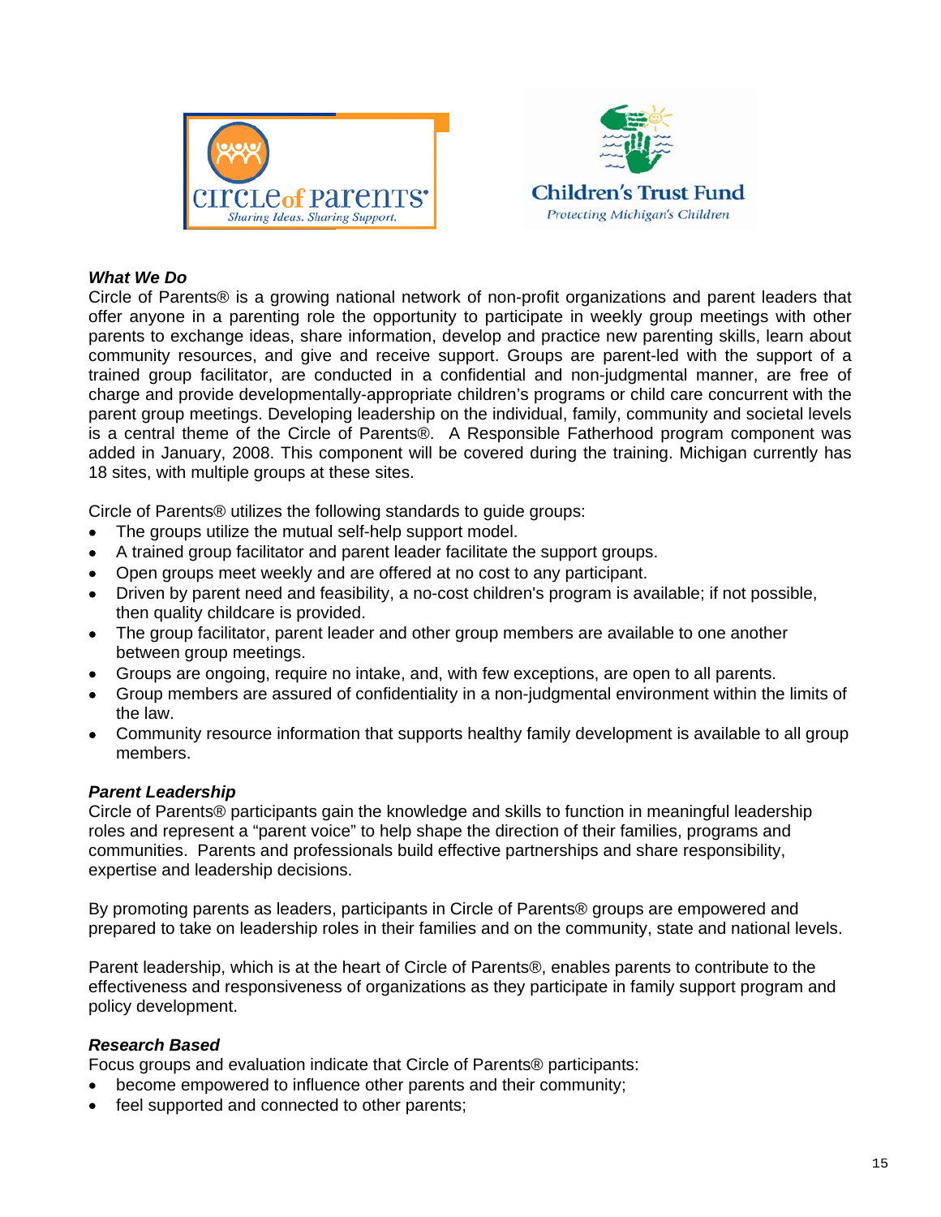Circle of Parents
Sharing Ideas. Sharing Support.

Children's Trust Fund
Protecting Michigan's Children

***What We Do***

Circle of Parents® is a growing national network of non-profit organizations and parent leaders that offer anyone in a parenting role the opportunity to participate in weekly group meetings with other parents to exchange ideas, share information, develop and practice new parenting skills, learn about community resources, and give and receive support. Groups are parent-led with the support of a trained group facilitator, are conducted in a confidential and non-judgmental manner, are free of charge and provide developmentally-appropriate children's programs or child care concurrent with the parent group meetings. Developing leadership on the individual, family, community and societal levels is a central theme of the Circle of Parents®. A Responsible Fatherhood program component was added in January, 2008. This component will be covered during the training. Michigan currently has 18 sites, with multiple groups at these sites.

Circle of Parents® utilizes the following standards to guide groups:

- The groups utilize the mutual self-help support model.
- A trained group facilitator and parent leader facilitate the support groups.
- Open groups meet weekly and are offered at no cost to any participant.
- Driven by parent need and feasibility, a no-cost children's program is available; if not possible, then quality childcare is provided.
- The group facilitator, parent leader and other group members are available to one another between group meetings.
- Groups are ongoing, require no intake, and, with few exceptions, are open to all parents.
- Group members are assured of confidentiality in a non-judgmental environment within the limits of the law.
- Community resource information that supports healthy family development is available to all group members.

***Parent Leadership***

Circle of Parents® participants gain the knowledge and skills to function in meaningful leadership roles and represent a "parent voice" to help shape the direction of their families, programs and communities. Parents and professionals build effective partnerships and share responsibility, expertise and leadership decisions.

By promoting parents as leaders, participants in Circle of Parents® groups are empowered and prepared to take on leadership roles in their families and on the community, state and national levels.

Parent leadership, which is at the heart of Circle of Parents®, enables parents to contribute to the effectiveness and responsiveness of organizations as they participate in family support program and policy development.

***Research Based***

Focus groups and evaluation indicate that Circle of Parents® participants:

- become empowered to influence other parents and their community;
- feel supported and connected to other parents;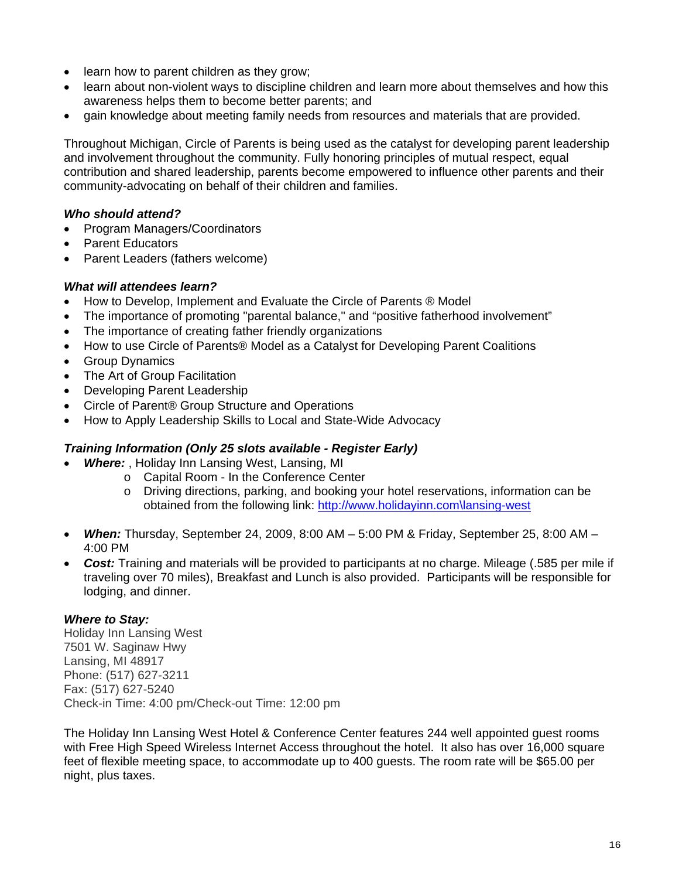- learn how to parent children as they grow;
- learn about non-violent ways to discipline children and learn more about themselves and how this awareness helps them to become better parents; and
- gain knowledge about meeting family needs from resources and materials that are provided.

Throughout Michigan, Circle of Parents is being used as the catalyst for developing parent leadership and involvement throughout the community. Fully honoring principles of mutual respect, equal contribution and shared leadership, parents become empowered to influence other parents and their community-advocating on behalf of their children and families.

***Who should attend?***

- Program Managers/Coordinators
- Parent Educators
- Parent Leaders (fathers welcome)

***What will attendees learn?***

- How to Develop, Implement and Evaluate the Circle of Parents ® Model
- The importance of promoting "parental balance," and "positive fatherhood involvement"
- The importance of creating father friendly organizations
- How to use Circle of Parents® Model as a Catalyst for Developing Parent Coalitions
- Group Dynamics
- The Art of Group Facilitation
- Developing Parent Leadership
- Circle of Parent® Group Structure and Operations
- How to Apply Leadership Skills to Local and State-Wide Advocacy

***Training Information (Only 25 slots available - Register Early)***

- ***Where:*** , Holiday Inn Lansing West, Lansing, MI
  - Capital Room - In the Conference Center
  - Driving directions, parking, and booking your hotel reservations, information can be obtained from the following link: http://www.holidayinn.com\lansing-west

- ***When:*** Thursday, September 24, 2009, 8:00 AM – 5:00 PM & Friday, September 25, 8:00 AM – 4:00 PM
- ***Cost:*** Training and materials will be provided to participants at no charge. Mileage (.585 per mile if traveling over 70 miles), Breakfast and Lunch is also provided. Participants will be responsible for lodging, and dinner.

***Where to Stay:***

Holiday Inn Lansing West
7501 W. Saginaw Hwy
Lansing, MI 48917
Phone: (517) 627-3211
Fax: (517) 627-5240
Check-in Time: 4:00 pm/Check-out Time: 12:00 pm

The Holiday Inn Lansing West Hotel & Conference Center features 244 well appointed guest rooms with Free High Speed Wireless Internet Access throughout the hotel. It also has over 16,000 square feet of flexible meeting space, to accommodate up to 400 guests. The room rate will be $65.00 per night, plus taxes.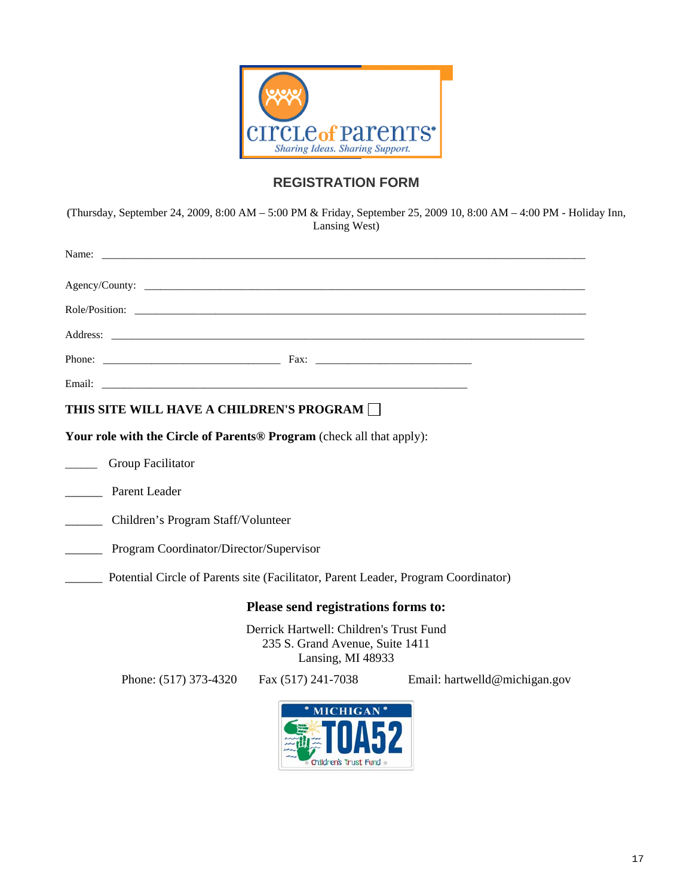## REGISTRATION FORM

(Thursday, September 24, 2009, 8:00 AM – 5:00 PM & Friday, September 25, 2009 10, 8:00 AM – 4:00 PM - Holiday Inn, Lansing West)

Name: ______________________________________________________________________________

Agency/County: ______________________________________________________________________

Role/Position: _______________________________________________________________________

Address: ___________________________________________________________________________

Phone: ______________________________ Fax: ___________________________

Email: ______________________________________________________________

**THIS SITE WILL HAVE A CHILDREN'S PROGRAM** ☐

**Your role with the Circle of Parents® Program** (check all that apply):

_____ Group Facilitator

______ Parent Leader

______ Children's Program Staff/Volunteer

______ Program Coordinator/Director/Supervisor

______ Potential Circle of Parents site (Facilitator, Parent Leader, Program Coordinator)

**Please send registrations forms to:**

Derrick Hartwell: Children's Trust Fund
235 S. Grand Avenue, Suite 1411
Lansing, MI 48933

Phone: (517) 373-4320 Fax (517) 241-7038 Email: hartwelld@michigan.gov